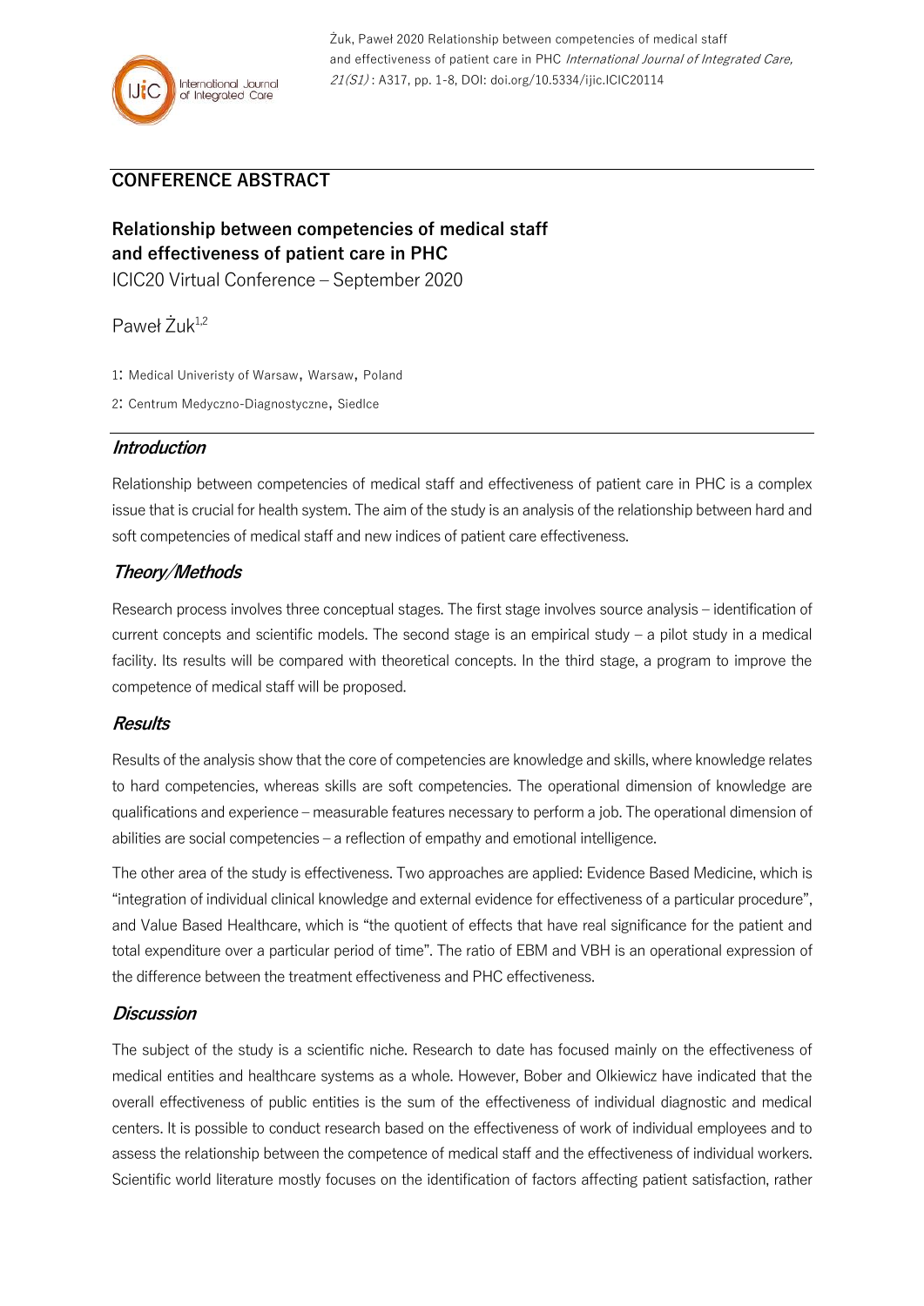Żuk, Paweł 2020 Relationship between competencies of medical staff and effectiveness of patient care in PHC *International Journal of Integrated Care, 21(S1)* : A317, pp. 1-8, DOI: doi.org/10.5334/ijic.ICIC20114

## CONFERENCE ABSTRACT

# Relationship between competencies of medical staff and effectiveness of patient care in PHC

ICIC20 Virtual Conference – September 2020

Paweł Żuk[1,2]

1: Medical Univeristy of Warsaw, Warsaw, Poland

2: Centrum Medyczno-Diagnostyczne, Siedlce

### *Introduction*

Relationship between competencies of medical staff and effectiveness of patient care in PHC is a complex issue that is crucial for health system. The aim of the study is an analysis of the relationship between hard and soft competencies of medical staff and new indices of patient care effectiveness.

### *Theory/Methods*

Research process involves three conceptual stages. The first stage involves source analysis – identification of current concepts and scientific models. The second stage is an empirical study – a pilot study in a medical facility. Its results will be compared with theoretical concepts. In the third stage, a program to improve the competence of medical staff will be proposed.

### *Results*

Results of the analysis show that the core of competencies are knowledge and skills, where knowledge relates to hard competencies, whereas skills are soft competencies. The operational dimension of knowledge are qualifications and experience – measurable features necessary to perform a job. The operational dimension of abilities are social competencies – a reflection of empathy and emotional intelligence.

The other area of the study is effectiveness. Two approaches are applied: Evidence Based Medicine, which is "integration of individual clinical knowledge and external evidence for effectiveness of a particular procedure", and Value Based Healthcare, which is "the quotient of effects that have real significance for the patient and total expenditure over a particular period of time". The ratio of EBM and VBH is an operational expression of the difference between the treatment effectiveness and PHC effectiveness.

### *Discussion*

The subject of the study is a scientific niche. Research to date has focused mainly on the effectiveness of medical entities and healthcare systems as a whole. However, Bober and Olkiewicz have indicated that the overall effectiveness of public entities is the sum of the effectiveness of individual diagnostic and medical centers. It is possible to conduct research based on the effectiveness of work of individual employees and to assess the relationship between the competence of medical staff and the effectiveness of individual workers. Scientific world literature mostly focuses on the identification of factors affecting patient satisfaction, rather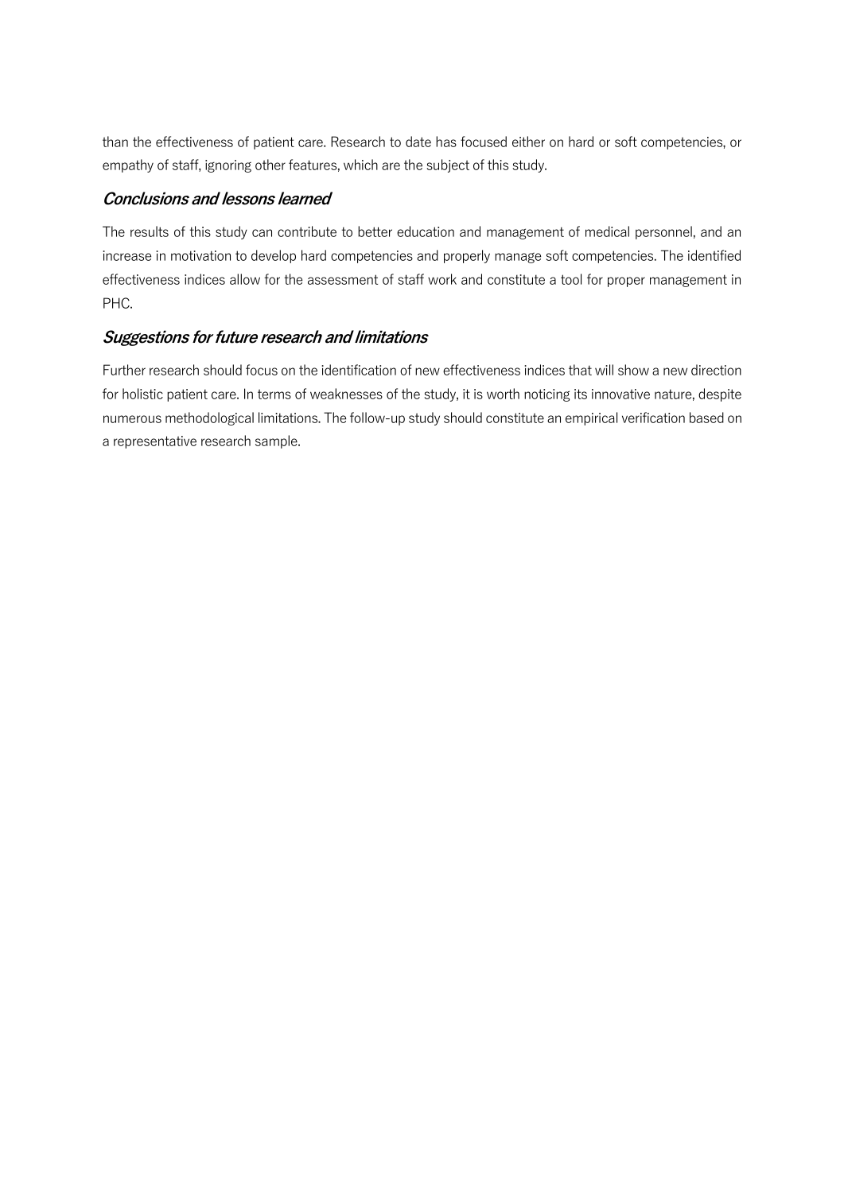than the effectiveness of patient care. Research to date has focused either on hard or soft competencies, or empathy of staff, ignoring other features, which are the subject of this study.

### *Conclusions and lessons learned*

The results of this study can contribute to better education and management of medical personnel, and an increase in motivation to develop hard competencies and properly manage soft competencies. The identified effectiveness indices allow for the assessment of staff work and constitute a tool for proper management in PHC.

### *Suggestions for future research and limitations*

Further research should focus on the identification of new effectiveness indices that will show a new direction for holistic patient care. In terms of weaknesses of the study, it is worth noticing its innovative nature, despite numerous methodological limitations. The follow-up study should constitute an empirical verification based on a representative research sample.